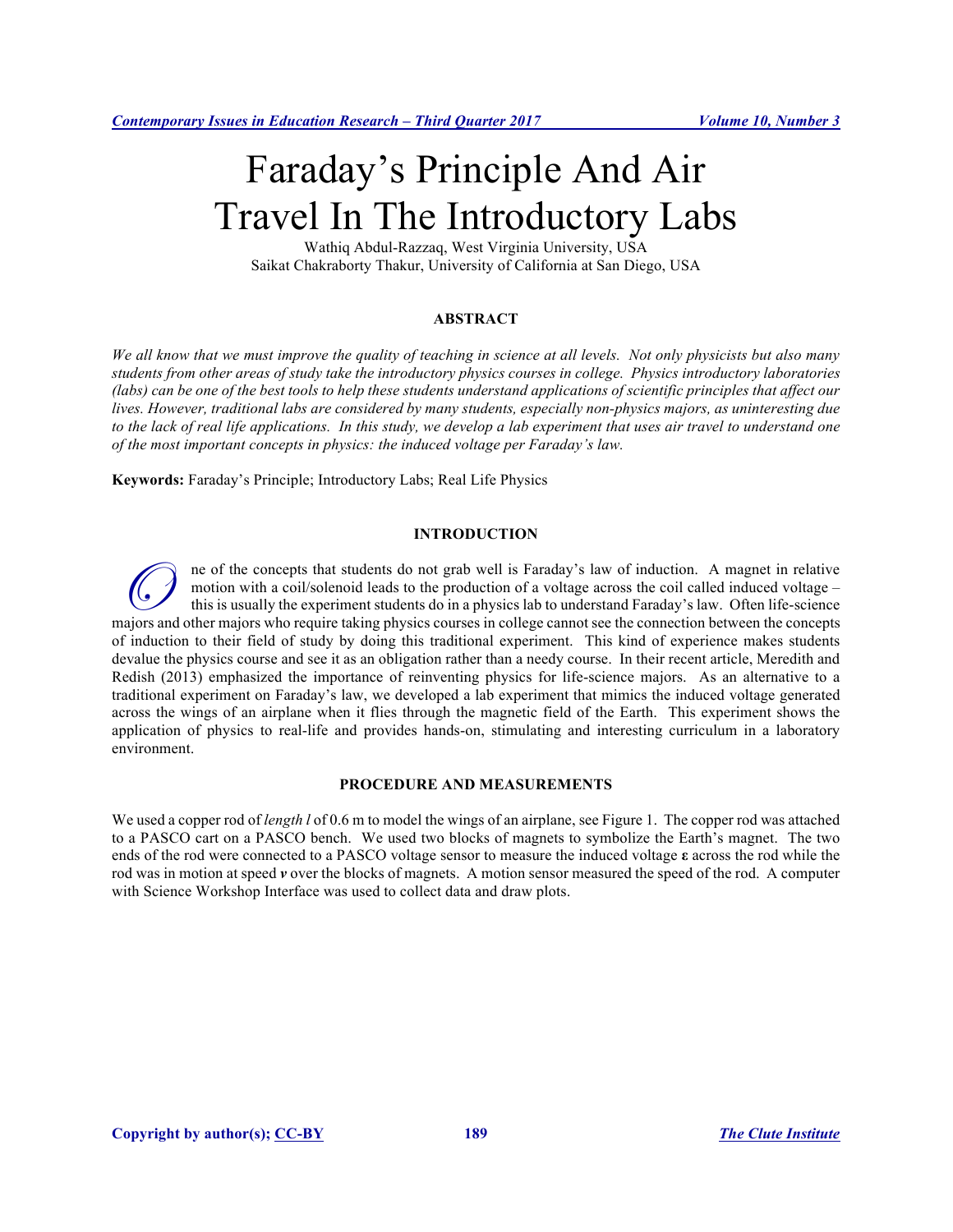# Faraday's Principle And Air Travel In The Introductory Labs

Wathiq Abdul-Razzaq, West Virginia University, USA
Saikat Chakraborty Thakur, University of California at San Diego, USA

## ABSTRACT

*We all know that we must improve the quality of teaching in science at all levels. Not only physicists but also many students from other areas of study take the introductory physics courses in college. Physics introductory laboratories (labs) can be one of the best tools to help these students understand applications of scientific principles that affect our lives. However, traditional labs are considered by many students, especially non-physics majors, as uninteresting due to the lack of real life applications. In this study, we develop a lab experiment that uses air travel to understand one of the most important concepts in physics: the induced voltage per Faraday's law.*

**Keywords:** Faraday's Principle; Introductory Labs; Real Life Physics

## INTRODUCTION

One of the concepts that students do not grab well is Faraday's law of induction. A magnet in relative motion with a coil/solenoid leads to the production of a voltage across the coil called induced voltage – this is usually the experiment students do in a physics lab to understand Faraday's law. Often life-science majors and other majors who require taking physics courses in college cannot see the connection between the concepts of induction to their field of study by doing this traditional experiment. This kind of experience makes students devalue the physics course and see it as an obligation rather than a needy course. In their recent article, Meredith and Redish (2013) emphasized the importance of reinventing physics for life-science majors. As an alternative to a traditional experiment on Faraday's law, we developed a lab experiment that mimics the induced voltage generated across the wings of an airplane when it flies through the magnetic field of the Earth. This experiment shows the application of physics to real-life and provides hands-on, stimulating and interesting curriculum in a laboratory environment.

## PROCEDURE AND MEASUREMENTS

We used a copper rod of *length* $l$ of 0.6 m to model the wings of an airplane, see Figure 1. The copper rod was attached to a PASCO cart on a PASCO bench. We used two blocks of magnets to symbolize the Earth's magnet. The two ends of the rod were connected to a PASCO voltage sensor to measure the induced voltage $\boldsymbol{\varepsilon}$ across the rod while the rod was in motion at speed $\boldsymbol{v}$ over the blocks of magnets. A motion sensor measured the speed of the rod. A computer with Science Workshop Interface was used to collect data and draw plots.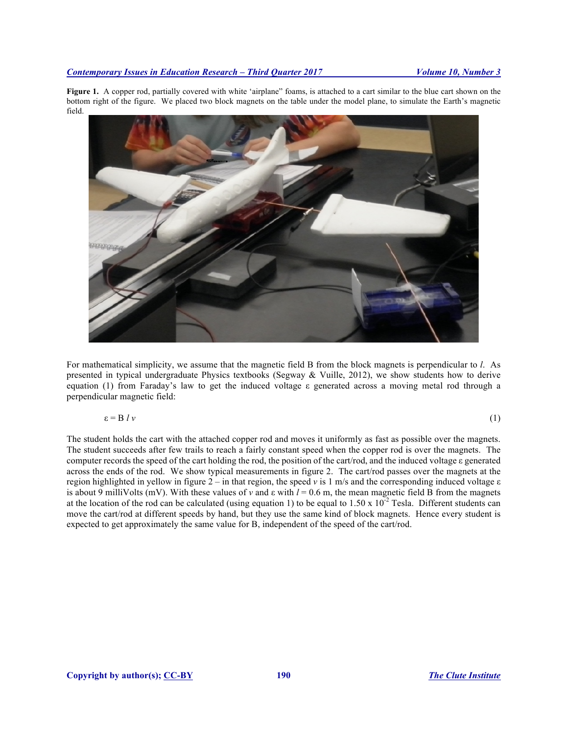**Figure 1.** A copper rod, partially covered with white 'airplane" foams, is attached to a cart similar to the blue cart shown on the bottom right of the figure. We placed two block magnets on the table under the model plane, to simulate the Earth's magnetic field.

For mathematical simplicity, we assume that the magnetic field B from the block magnets is perpendicular to $l$. As presented in typical undergraduate Physics textbooks (Segway & Vuille, 2012), we show students how to derive equation (1) from Faraday's law to get the induced voltage ε generated across a moving metal rod through a perpendicular magnetic field:

$$\varepsilon = B\, l\, v \tag{1}$$

The student holds the cart with the attached copper rod and moves it uniformly as fast as possible over the magnets. The student succeeds after few trails to reach a fairly constant speed when the copper rod is over the magnets. The computer records the speed of the cart holding the rod, the position of the cart/rod, and the induced voltage ε generated across the ends of the rod. We show typical measurements in figure 2. The cart/rod passes over the magnets at the region highlighted in yellow in figure 2 – in that region, the speed $v$ is 1 m/s and the corresponding induced voltage ε is about 9 milliVolts (mV). With these values of $v$ and ε with $l = 0.6$ m, the mean magnetic field B from the magnets at the location of the rod can be calculated (using equation 1) to be equal to $1.50 \times 10^{-2}$ Tesla. Different students can move the cart/rod at different speeds by hand, but they use the same kind of block magnets. Hence every student is expected to get approximately the same value for B, independent of the speed of the cart/rod.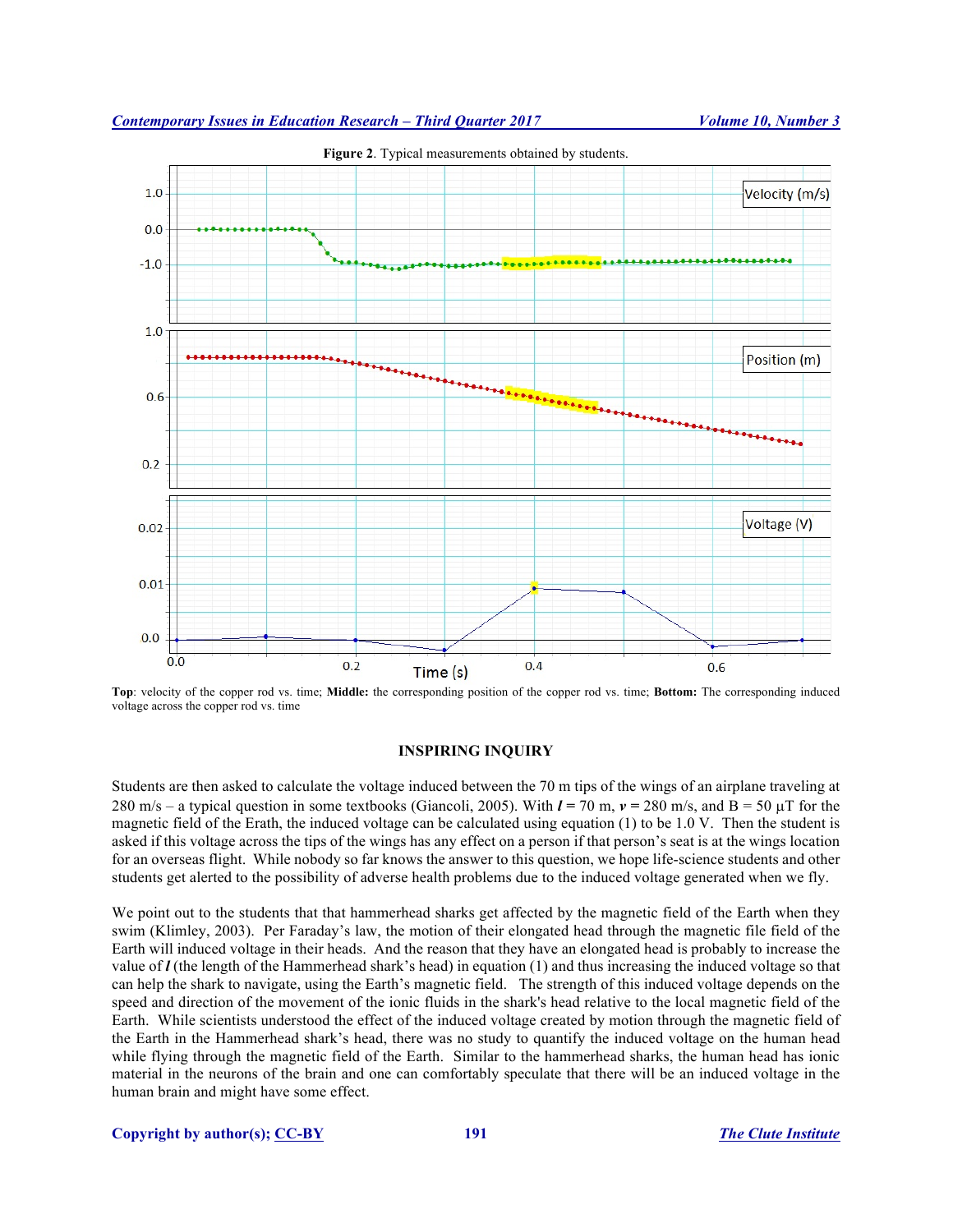**Figure 2**. Typical measurements obtained by students.

**Top**: velocity of the copper rod vs. time; **Middle:** the corresponding position of the copper rod vs. time; **Bottom:** The corresponding induced voltage across the copper rod vs. time

## INSPIRING INQUIRY

Students are then asked to calculate the voltage induced between the 70 m tips of the wings of an airplane traveling at 280 m/s – a typical question in some textbooks (Giancoli, 2005). With $\boldsymbol{l}$ = 70 m, $\boldsymbol{v}$ = 280 m/s, and B = 50 µT for the magnetic field of the Erath, the induced voltage can be calculated using equation (1) to be 1.0 V. Then the student is asked if this voltage across the tips of the wings has any effect on a person if that person's seat is at the wings location for an overseas flight. While nobody so far knows the answer to this question, we hope life-science students and other students get alerted to the possibility of adverse health problems due to the induced voltage generated when we fly.

We point out to the students that that hammerhead sharks get affected by the magnetic field of the Earth when they swim (Klimley, 2003). Per Faraday's law, the motion of their elongated head through the magnetic file field of the Earth will induced voltage in their heads. And the reason that they have an elongated head is probably to increase the value of $\boldsymbol{l}$ (the length of the Hammerhead shark's head) in equation (1) and thus increasing the induced voltage so that can help the shark to navigate, using the Earth's magnetic field. The strength of this induced voltage depends on the speed and direction of the movement of the ionic fluids in the shark's head relative to the local magnetic field of the Earth. While scientists understood the effect of the induced voltage created by motion through the magnetic field of the Earth in the Hammerhead shark's head, there was no study to quantify the induced voltage on the human head while flying through the magnetic field of the Earth. Similar to the hammerhead sharks, the human head has ionic material in the neurons of the brain and one can comfortably speculate that there will be an induced voltage in the human brain and might have some effect.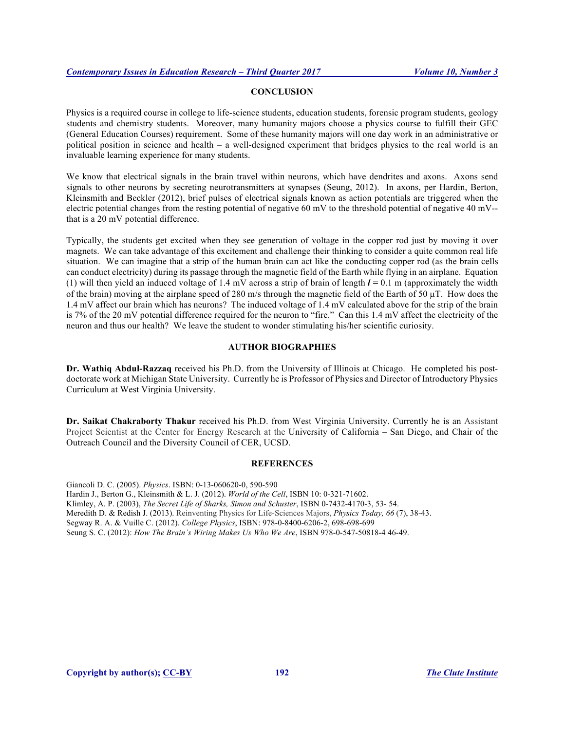## CONCLUSION

Physics is a required course in college to life-science students, education students, forensic program students, geology students and chemistry students. Moreover, many humanity majors choose a physics course to fulfill their GEC (General Education Courses) requirement. Some of these humanity majors will one day work in an administrative or political position in science and health – a well-designed experiment that bridges physics to the real world is an invaluable learning experience for many students.

We know that electrical signals in the brain travel within neurons, which have dendrites and axons. Axons send signals to other neurons by secreting neurotransmitters at synapses (Seung, 2012). In axons, per Hardin, Berton, Kleinsmith and Beckler (2012), brief pulses of electrical signals known as action potentials are triggered when the electric potential changes from the resting potential of negative 60 mV to the threshold potential of negative 40 mV--that is a 20 mV potential difference.

Typically, the students get excited when they see generation of voltage in the copper rod just by moving it over magnets. We can take advantage of this excitement and challenge their thinking to consider a quite common real life situation. We can imagine that a strip of the human brain can act like the conducting copper rod (as the brain cells can conduct electricity) during its passage through the magnetic field of the Earth while flying in an airplane. Equation (1) will then yield an induced voltage of 1.4 mV across a strip of brain of length $l = 0.1$ m (approximately the width of the brain) moving at the airplane speed of 280 m/s through the magnetic field of the Earth of 50 μT. How does the 1.4 mV affect our brain which has neurons? The induced voltage of 1.4 mV calculated above for the strip of the brain is 7% of the 20 mV potential difference required for the neuron to "fire." Can this 1.4 mV affect the electricity of the neuron and thus our health? We leave the student to wonder stimulating his/her scientific curiosity.

## AUTHOR BIOGRAPHIES

**Dr. Wathiq Abdul-Razzaq** received his Ph.D. from the University of Illinois at Chicago. He completed his post-doctorate work at Michigan State University. Currently he is Professor of Physics and Director of Introductory Physics Curriculum at West Virginia University.

**Dr. Saikat Chakraborty Thakur** received his Ph.D. from West Virginia University. Currently he is an Assistant Project Scientist at the Center for Energy Research at the University of California – San Diego, and Chair of the Outreach Council and the Diversity Council of CER, UCSD.

## REFERENCES

Giancoli D. C. (2005). *Physics*. ISBN: 0-13-060620-0, 590-590

Hardin J., Berton G., Kleinsmith & L. J. (2012). *World of the Cell*, ISBN 10: 0-321-71602.

Klimley, A. P. (2003), *The Secret Life of Sharks, Simon and Schuster*, ISBN 0-7432-4170-3, 53- 54.

Meredith D. & Redish J. (2013). Reinventing Physics for Life-Sciences Majors, *Physics Today, 66* (7), 38-43.

Segway R. A. & Vuille C. (2012). *College Physics*, ISBN: 978-0-8400-6206-2, 698-698-699

Seung S. C. (2012): *How The Brain's Wiring Makes Us Who We Are*, ISBN 978-0-547-50818-4 46-49.